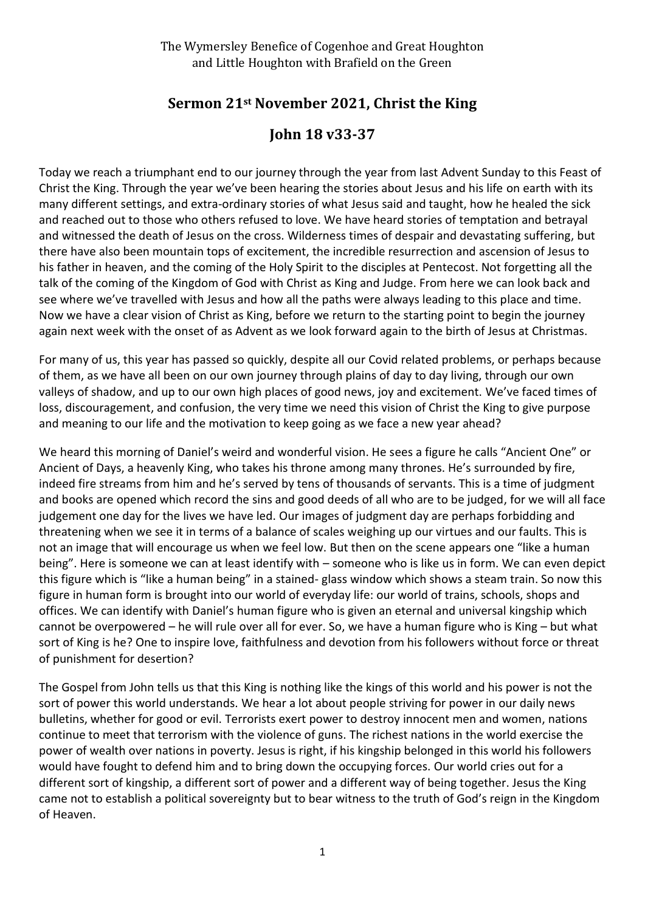The Wymersley Benefice of Cogenhoe and Great Houghton and Little Houghton with Brafield on the Green

## Sermon 21st November 2021, Christ the King

## John 18 v33-37

Today we reach a triumphant end to our journey through the year from last Advent Sunday to this Feast of Christ the King. Through the year we've been hearing the stories about Jesus and his life on earth with its many different settings, and extra-ordinary stories of what Jesus said and taught, how he healed the sick and reached out to those who others refused to love. We have heard stories of temptation and betrayal and witnessed the death of Jesus on the cross. Wilderness times of despair and devastating suffering, but there have also been mountain tops of excitement, the incredible resurrection and ascension of Jesus to his father in heaven, and the coming of the Holy Spirit to the disciples at Pentecost. Not forgetting all the talk of the coming of the Kingdom of God with Christ as King and Judge. From here we can look back and see where we've travelled with Jesus and how all the paths were always leading to this place and time. Now we have a clear vision of Christ as King, before we return to the starting point to begin the journey again next week with the onset of as Advent as we look forward again to the birth of Jesus at Christmas.

For many of us, this year has passed so quickly, despite all our Covid related problems, or perhaps because of them, as we have all been on our own journey through plains of day to day living, through our own valleys of shadow, and up to our own high places of good news, joy and excitement. We've faced times of loss, discouragement, and confusion, the very time we need this vision of Christ the King to give purpose and meaning to our life and the motivation to keep going as we face a new year ahead?

We heard this morning of Daniel's weird and wonderful vision. He sees a figure he calls "Ancient One" or Ancient of Days, a heavenly King, who takes his throne among many thrones. He's surrounded by fire, indeed fire streams from him and he's served by tens of thousands of servants. This is a time of judgment and books are opened which record the sins and good deeds of all who are to be judged, for we will all face judgement one day for the lives we have led. Our images of judgment day are perhaps forbidding and threatening when we see it in terms of a balance of scales weighing up our virtues and our faults. This is not an image that will encourage us when we feel low. But then on the scene appears one "like a human being". Here is someone we can at least identify with – someone who is like us in form. We can even depict this figure which is "like a human being" in a stained- glass window which shows a steam train. So now this figure in human form is brought into our world of everyday life: our world of trains, schools, shops and offices. We can identify with Daniel's human figure who is given an eternal and universal kingship which cannot be overpowered – he will rule over all for ever. So, we have a human figure who is King – but what sort of King is he? One to inspire love, faithfulness and devotion from his followers without force or threat of punishment for desertion?

The Gospel from John tells us that this King is nothing like the kings of this world and his power is not the sort of power this world understands. We hear a lot about people striving for power in our daily news bulletins, whether for good or evil. Terrorists exert power to destroy innocent men and women, nations continue to meet that terrorism with the violence of guns. The richest nations in the world exercise the power of wealth over nations in poverty. Jesus is right, if his kingship belonged in this world his followers would have fought to defend him and to bring down the occupying forces. Our world cries out for a different sort of kingship, a different sort of power and a different way of being together. Jesus the King came not to establish a political sovereignty but to bear witness to the truth of God's reign in the Kingdom of Heaven.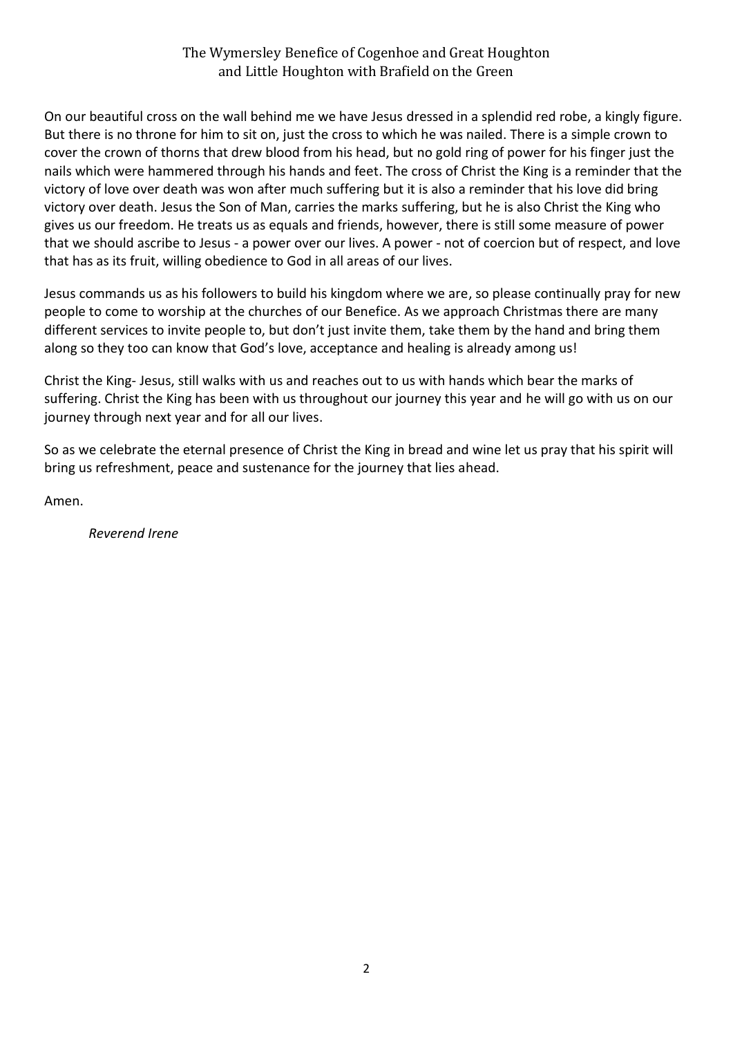On our beautiful cross on the wall behind me we have Jesus dressed in a splendid red robe, a kingly figure. But there is no throne for him to sit on, just the cross to which he was nailed. There is a simple crown to cover the crown of thorns that drew blood from his head, but no gold ring of power for his finger just the nails which were hammered through his hands and feet. The cross of Christ the King is a reminder that the victory of love over death was won after much suffering but it is also a reminder that his love did bring victory over death. Jesus the Son of Man, carries the marks suffering, but he is also Christ the King who gives us our freedom. He treats us as equals and friends, however, there is still some measure of power that we should ascribe to Jesus - a power over our lives. A power - not of coercion but of respect, and love that has as its fruit, willing obedience to God in all areas of our lives.

Jesus commands us as his followers to build his kingdom where we are, so please continually pray for new people to come to worship at the churches of our Benefice. As we approach Christmas there are many different services to invite people to, but don't just invite them, take them by the hand and bring them along so they too can know that God's love, acceptance and healing is already among us!

Christ the King- Jesus, still walks with us and reaches out to us with hands which bear the marks of suffering. Christ the King has been with us throughout our journey this year and he will go with us on our journey through next year and for all our lives.

So as we celebrate the eternal presence of Christ the King in bread and wine let us pray that his spirit will bring us refreshment, peace and sustenance for the journey that lies ahead.

Amen.

*Reverend Irene*